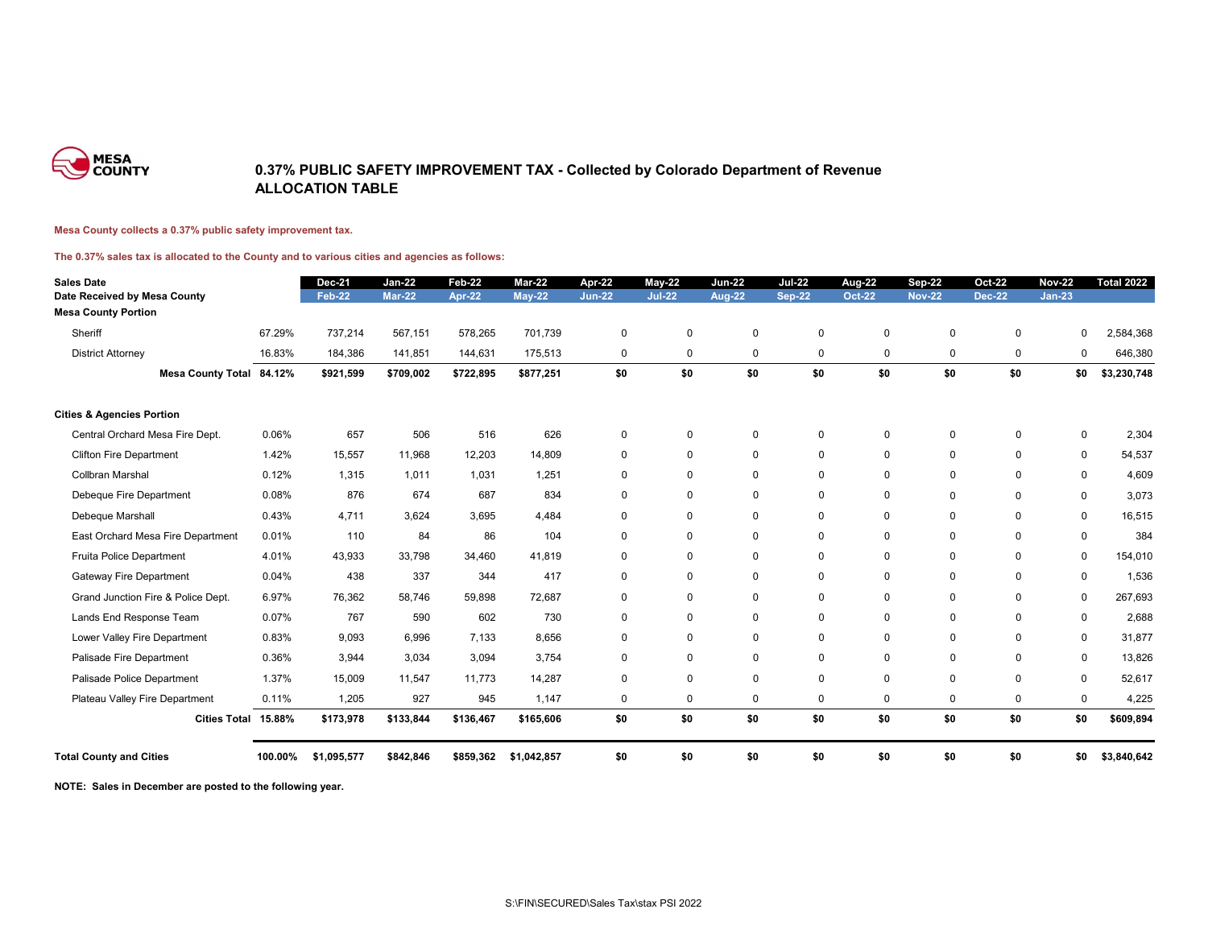MESA COUNTY

# 0.37% PUBLIC SAFETY IMPROVEMENT TAX - Collected by Colorado Department of Revenue
## ALLOCATION TABLE

**Mesa County collects a 0.37% public safety improvement tax.**

**The 0.37% sales tax is allocated to the County and to various cities and agencies as follows:**

| Sales Date | | Dec-21 | Jan-22 | Feb-22 | Mar-22 | Apr-22 | May-22 | Jun-22 | Jul-22 | Aug-22 | Sep-22 | Oct-22 | Nov-22 | Total 2022 |
|---|---|---|---|---|---|---|---|---|---|---|---|---|---|---|
| **Date Received by Mesa County** | | Feb-22 | Mar-22 | Apr-22 | May-22 | Jun-22 | Jul-22 | Aug-22 | Sep-22 | Oct-22 | Nov-22 | Dec-22 | Jan-23 | |
| **Mesa County Portion** | | | | | | | | | | | | | | |
| Sheriff | 67.29% | 737,214 | 567,151 | 578,265 | 701,739 | 0 | 0 | 0 | 0 | 0 | 0 | 0 | 0 | 2,584,368 |
| District Attorney | 16.83% | 184,386 | 141,851 | 144,631 | 175,513 | 0 | 0 | 0 | 0 | 0 | 0 | 0 | 0 | 646,380 |
| **Mesa County Total** | **84.12%** | **$921,599** | **$709,002** | **$722,895** | **$877,251** | **$0** | **$0** | **$0** | **$0** | **$0** | **$0** | **$0** | **$0** | **$3,230,748** |
| **Cities & Agencies Portion** | | | | | | | | | | | | | | |
| Central Orchard Mesa Fire Dept. | 0.06% | 657 | 506 | 516 | 626 | 0 | 0 | 0 | 0 | 0 | 0 | 0 | 0 | 2,304 |
| Clifton Fire Department | 1.42% | 15,557 | 11,968 | 12,203 | 14,809 | 0 | 0 | 0 | 0 | 0 | 0 | 0 | 0 | 54,537 |
| Collbran Marshal | 0.12% | 1,315 | 1,011 | 1,031 | 1,251 | 0 | 0 | 0 | 0 | 0 | 0 | 0 | 0 | 4,609 |
| Debeque Fire Department | 0.08% | 876 | 674 | 687 | 834 | 0 | 0 | 0 | 0 | 0 | 0 | 0 | 0 | 3,073 |
| Debeque Marshall | 0.43% | 4,711 | 3,624 | 3,695 | 4,484 | 0 | 0 | 0 | 0 | 0 | 0 | 0 | 0 | 16,515 |
| East Orchard Mesa Fire Department | 0.01% | 110 | 84 | 86 | 104 | 0 | 0 | 0 | 0 | 0 | 0 | 0 | 0 | 384 |
| Fruita Police Department | 4.01% | 43,933 | 33,798 | 34,460 | 41,819 | 0 | 0 | 0 | 0 | 0 | 0 | 0 | 0 | 154,010 |
| Gateway Fire Department | 0.04% | 438 | 337 | 344 | 417 | 0 | 0 | 0 | 0 | 0 | 0 | 0 | 0 | 1,536 |
| Grand Junction Fire & Police Dept. | 6.97% | 76,362 | 58,746 | 59,898 | 72,687 | 0 | 0 | 0 | 0 | 0 | 0 | 0 | 0 | 267,693 |
| Lands End Response Team | 0.07% | 767 | 590 | 602 | 730 | 0 | 0 | 0 | 0 | 0 | 0 | 0 | 0 | 2,688 |
| Lower Valley Fire Department | 0.83% | 9,093 | 6,996 | 7,133 | 8,656 | 0 | 0 | 0 | 0 | 0 | 0 | 0 | 0 | 31,877 |
| Palisade Fire Department | 0.36% | 3,944 | 3,034 | 3,094 | 3,754 | 0 | 0 | 0 | 0 | 0 | 0 | 0 | 0 | 13,826 |
| Palisade Police Department | 1.37% | 15,009 | 11,547 | 11,773 | 14,287 | 0 | 0 | 0 | 0 | 0 | 0 | 0 | 0 | 52,617 |
| Plateau Valley Fire Department | 0.11% | 1,205 | 927 | 945 | 1,147 | 0 | 0 | 0 | 0 | 0 | 0 | 0 | 0 | 4,225 |
| **Cities Total** | **15.88%** | **$173,978** | **$133,844** | **$136,467** | **$165,606** | **$0** | **$0** | **$0** | **$0** | **$0** | **$0** | **$0** | **$0** | **$609,894** |
| **Total County and Cities** | **100.00%** | **$1,095,577** | **$842,846** | **$859,362** | **$1,042,857** | **$0** | **$0** | **$0** | **$0** | **$0** | **$0** | **$0** | **$0** | **$3,840,642** |

**NOTE: Sales in December are posted to the following year.**

S:\FIN\SECURED\Sales Tax\stax PSI 2022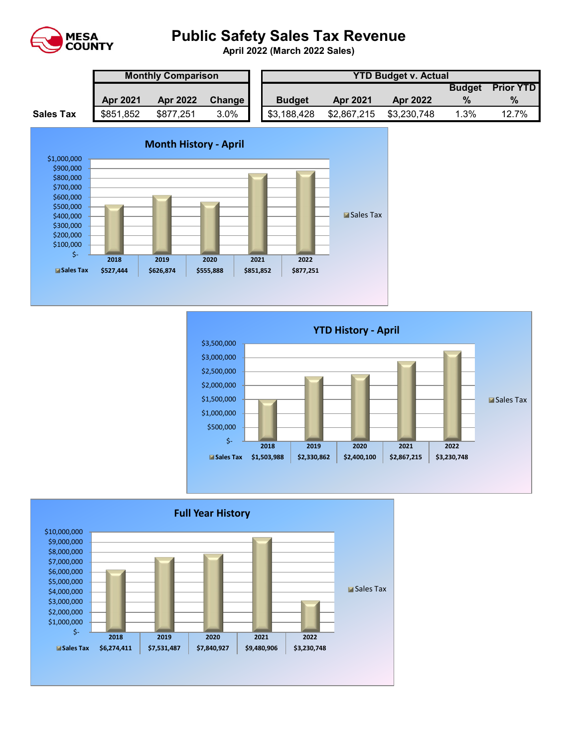# Public Safety Sales Tax Revenue

**April 2022 (March 2022 Sales)**

| | Monthly Comparison | | | YTD Budget v. Actual | | | | |
|---|---|---|---|---|---|---|---|---|
| | Apr 2021 | Apr 2022 | Change | Budget | Apr 2021 | Apr 2022 | Budget % | Prior YTD % |
| **Sales Tax** | $851,852 | $877,251 | 3.0% | $3,188,428 | $2,867,215 | $3,230,748 | 1.3% | 12.7% |

## Month History - April

| | 2018 | 2019 | 2020 | 2021 | 2022 |
|---|---|---|---|---|---|
| Sales Tax | $527,444 | $626,874 | $555,888 | $851,852 | $877,251 |

## YTD History - April

| | 2018 | 2019 | 2020 | 2021 | 2022 |
|---|---|---|---|---|---|
| Sales Tax | $1,503,988 | $2,330,862 | $2,400,100 | $2,867,215 | $3,230,748 |

## Full Year History

| | 2018 | 2019 | 2020 | 2021 | 2022 |
|---|---|---|---|---|---|
| Sales Tax | $6,274,411 | $7,531,487 | $7,840,927 | $9,480,906 | $3,230,748 |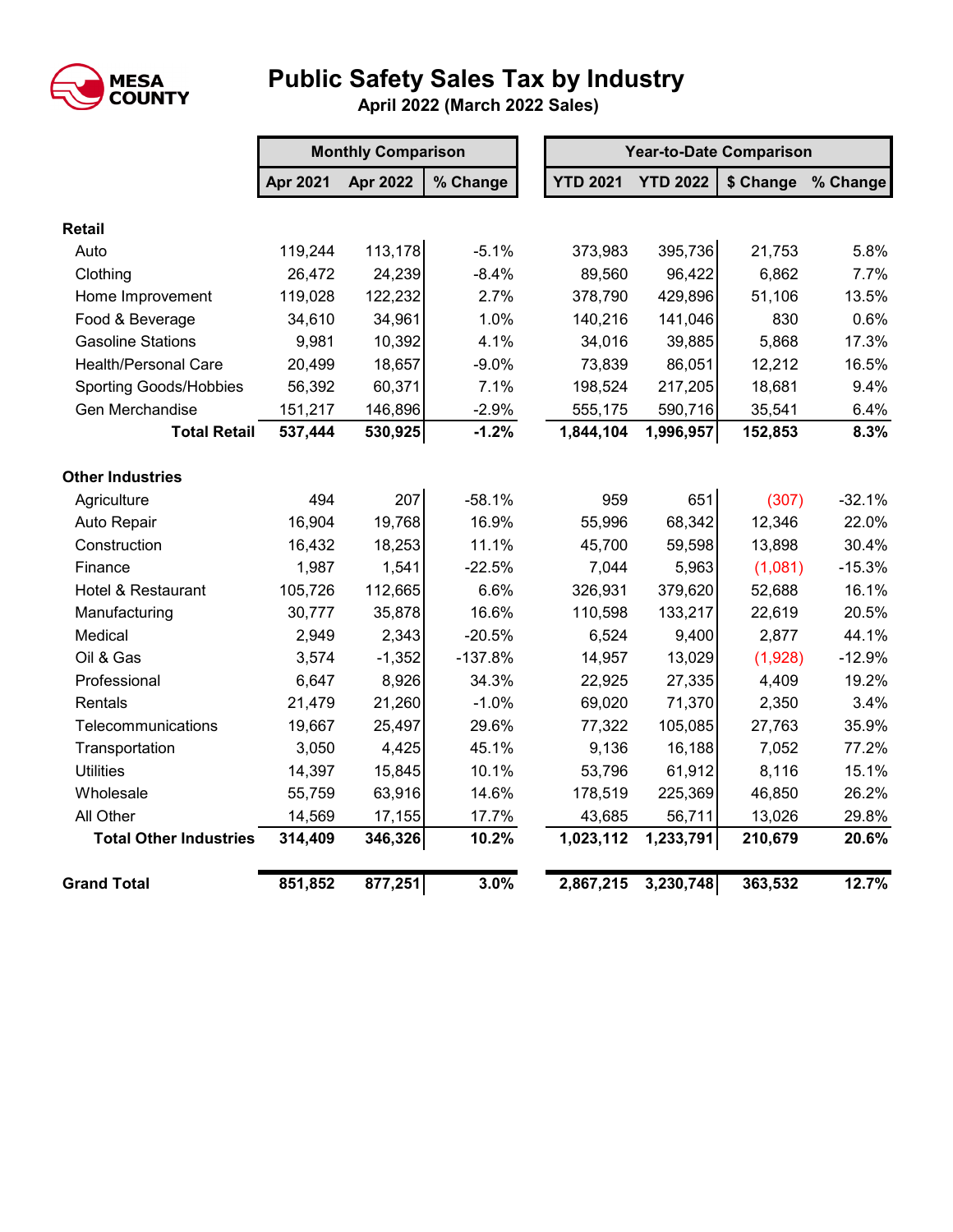MESA COUNTY

# Public Safety Sales Tax by Industry

**April 2022 (March 2022 Sales)**

| | Monthly Comparison | | | Year-to-Date Comparison | | | |
|---|---|---|---|---|---|---|---|
| | Apr 2021 | Apr 2022 | % Change | YTD 2021 | YTD 2022 | $ Change | % Change |
| **Retail** | | | | | | | |
| Auto | 119,244 | 113,178 | -5.1% | 373,983 | 395,736 | 21,753 | 5.8% |
| Clothing | 26,472 | 24,239 | -8.4% | 89,560 | 96,422 | 6,862 | 7.7% |
| Home Improvement | 119,028 | 122,232 | 2.7% | 378,790 | 429,896 | 51,106 | 13.5% |
| Food & Beverage | 34,610 | 34,961 | 1.0% | 140,216 | 141,046 | 830 | 0.6% |
| Gasoline Stations | 9,981 | 10,392 | 4.1% | 34,016 | 39,885 | 5,868 | 17.3% |
| Health/Personal Care | 20,499 | 18,657 | -9.0% | 73,839 | 86,051 | 12,212 | 16.5% |
| Sporting Goods/Hobbies | 56,392 | 60,371 | 7.1% | 198,524 | 217,205 | 18,681 | 9.4% |
| Gen Merchandise | 151,217 | 146,896 | -2.9% | 555,175 | 590,716 | 35,541 | 6.4% |
| **Total Retail** | **537,444** | **530,925** | **-1.2%** | **1,844,104** | **1,996,957** | **152,853** | **8.3%** |
| **Other Industries** | | | | | | | |
| Agriculture | 494 | 207 | -58.1% | 959 | 651 | (307) | -32.1% |
| Auto Repair | 16,904 | 19,768 | 16.9% | 55,996 | 68,342 | 12,346 | 22.0% |
| Construction | 16,432 | 18,253 | 11.1% | 45,700 | 59,598 | 13,898 | 30.4% |
| Finance | 1,987 | 1,541 | -22.5% | 7,044 | 5,963 | (1,081) | -15.3% |
| Hotel & Restaurant | 105,726 | 112,665 | 6.6% | 326,931 | 379,620 | 52,688 | 16.1% |
| Manufacturing | 30,777 | 35,878 | 16.6% | 110,598 | 133,217 | 22,619 | 20.5% |
| Medical | 2,949 | 2,343 | -20.5% | 6,524 | 9,400 | 2,877 | 44.1% |
| Oil & Gas | 3,574 | -1,352 | -137.8% | 14,957 | 13,029 | (1,928) | -12.9% |
| Professional | 6,647 | 8,926 | 34.3% | 22,925 | 27,335 | 4,409 | 19.2% |
| Rentals | 21,479 | 21,260 | -1.0% | 69,020 | 71,370 | 2,350 | 3.4% |
| Telecommunications | 19,667 | 25,497 | 29.6% | 77,322 | 105,085 | 27,763 | 35.9% |
| Transportation | 3,050 | 4,425 | 45.1% | 9,136 | 16,188 | 7,052 | 77.2% |
| Utilities | 14,397 | 15,845 | 10.1% | 53,796 | 61,912 | 8,116 | 15.1% |
| Wholesale | 55,759 | 63,916 | 14.6% | 178,519 | 225,369 | 46,850 | 26.2% |
| All Other | 14,569 | 17,155 | 17.7% | 43,685 | 56,711 | 13,026 | 29.8% |
| **Total Other Industries** | **314,409** | **346,326** | **10.2%** | **1,023,112** | **1,233,791** | **210,679** | **20.6%** |
| **Grand Total** | **851,852** | **877,251** | **3.0%** | **2,867,215** | **3,230,748** | **363,532** | **12.7%** |